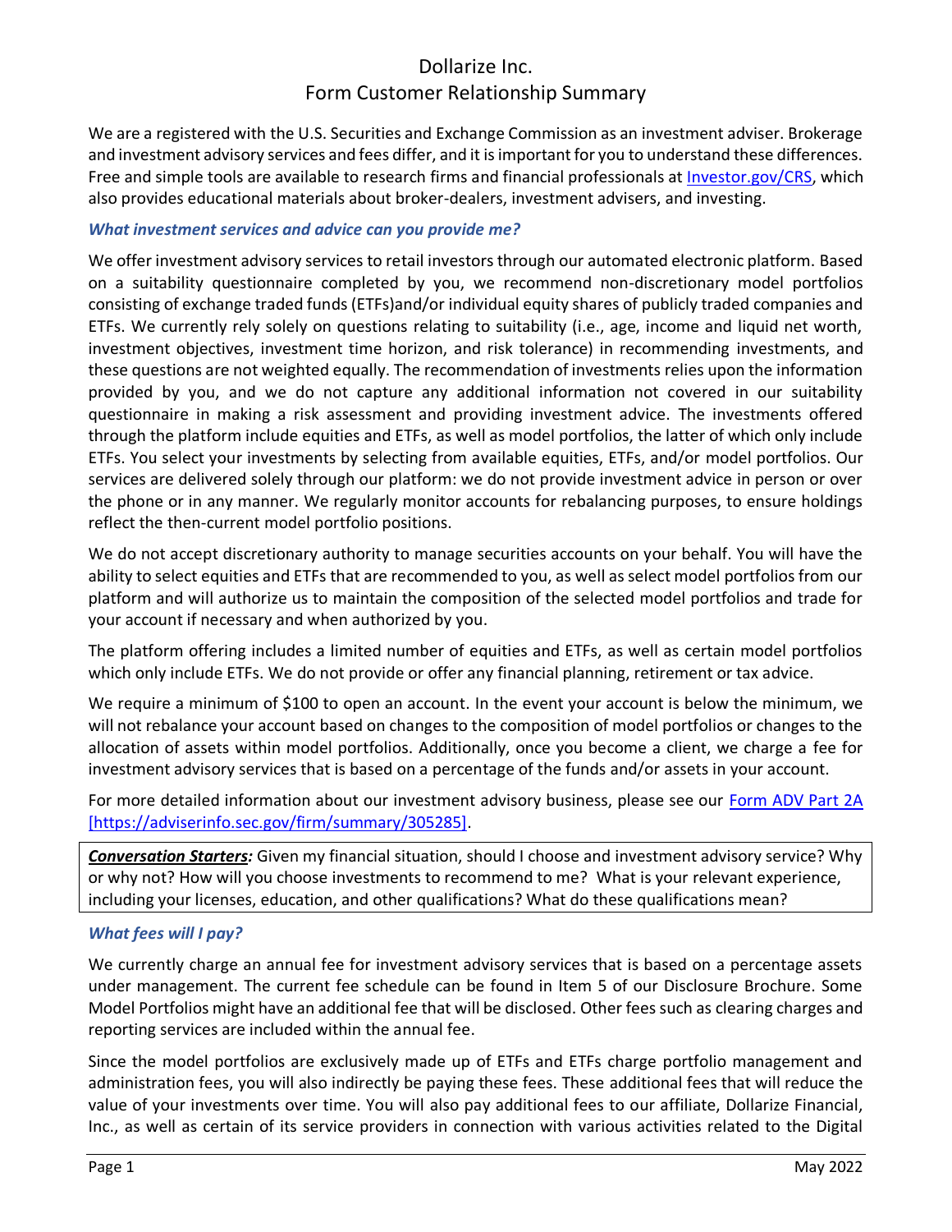# Dollarize Inc.
# Form Customer Relationship Summary

We are a registered with the U.S. Securities and Exchange Commission as an investment adviser. Brokerage and investment advisory services and fees differ, and it is important for you to understand these differences. Free and simple tools are available to research firms and financial professionals at [Investor.gov/CRS](Investor.gov/CRS), which also provides educational materials about broker-dealers, investment advisers, and investing.

### *What investment services and advice can you provide me?*

We offer investment advisory services to retail investors through our automated electronic platform. Based on a suitability questionnaire completed by you, we recommend non-discretionary model portfolios consisting of exchange traded funds (ETFs)and/or individual equity shares of publicly traded companies and ETFs. We currently rely solely on questions relating to suitability (i.e., age, income and liquid net worth, investment objectives, investment time horizon, and risk tolerance) in recommending investments, and these questions are not weighted equally. The recommendation of investments relies upon the information provided by you, and we do not capture any additional information not covered in our suitability questionnaire in making a risk assessment and providing investment advice. The investments offered through the platform include equities and ETFs, as well as model portfolios, the latter of which only include ETFs. You select your investments by selecting from available equities, ETFs, and/or model portfolios. Our services are delivered solely through our platform: we do not provide investment advice in person or over the phone or in any manner. We regularly monitor accounts for rebalancing purposes, to ensure holdings reflect the then-current model portfolio positions.

We do not accept discretionary authority to manage securities accounts on your behalf. You will have the ability to select equities and ETFs that are recommended to you, as well as select model portfolios from our platform and will authorize us to maintain the composition of the selected model portfolios and trade for your account if necessary and when authorized by you.

The platform offering includes a limited number of equities and ETFs, as well as certain model portfolios which only include ETFs. We do not provide or offer any financial planning, retirement or tax advice.

We require a minimum of $100 to open an account. In the event your account is below the minimum, we will not rebalance your account based on changes to the composition of model portfolios or changes to the allocation of assets within model portfolios. Additionally, once you become a client, we charge a fee for investment advisory services that is based on a percentage of the funds and/or assets in your account.

For more detailed information about our investment advisory business, please see our [Form ADV Part 2A [https://adviserinfo.sec.gov/firm/summary/305285]](https://adviserinfo.sec.gov/firm/summary/305285).

***Conversation Starters:*** Given my financial situation, should I choose and investment advisory service? Why or why not? How will you choose investments to recommend to me? What is your relevant experience, including your licenses, education, and other qualifications? What do these qualifications mean?

### *What fees will I pay?*

We currently charge an annual fee for investment advisory services that is based on a percentage assets under management. The current fee schedule can be found in Item 5 of our Disclosure Brochure. Some Model Portfolios might have an additional fee that will be disclosed. Other fees such as clearing charges and reporting services are included within the annual fee.

Since the model portfolios are exclusively made up of ETFs and ETFs charge portfolio management and administration fees, you will also indirectly be paying these fees. These additional fees that will reduce the value of your investments over time. You will also pay additional fees to our affiliate, Dollarize Financial, Inc., as well as certain of its service providers in connection with various activities related to the Digital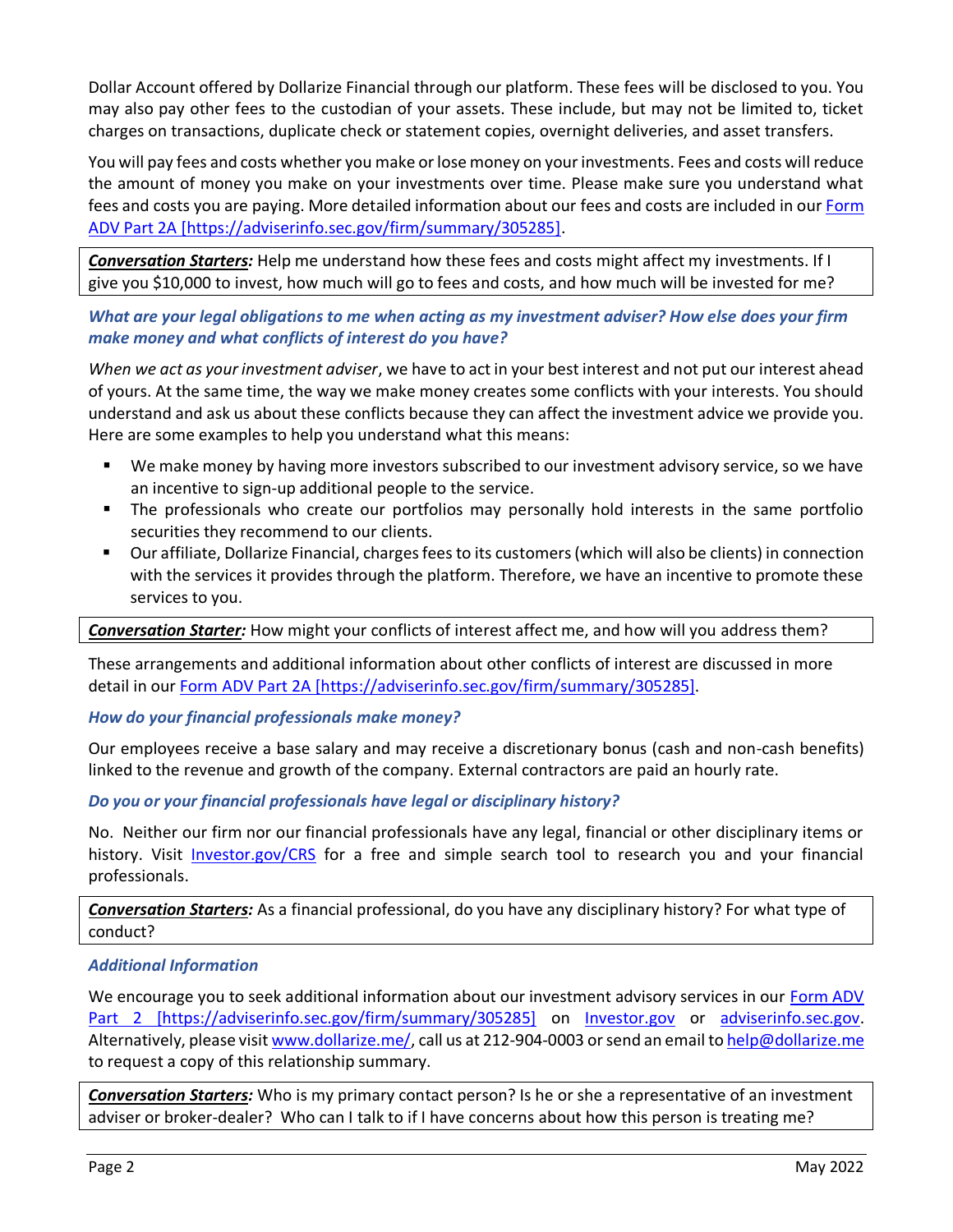Dollar Account offered by Dollarize Financial through our platform. These fees will be disclosed to you. You may also pay other fees to the custodian of your assets. These include, but may not be limited to, ticket charges on transactions, duplicate check or statement copies, overnight deliveries, and asset transfers.

You will pay fees and costs whether you make or lose money on your investments. Fees and costs will reduce the amount of money you make on your investments over time. Please make sure you understand what fees and costs you are paying. More detailed information about our fees and costs are included in our [Form ADV Part 2A [https://adviserinfo.sec.gov/firm/summary/305285]](https://adviserinfo.sec.gov/firm/summary/305285).

> ***Conversation Starters:*** Help me understand how these fees and costs might affect my investments. If I give you $10,000 to invest, how much will go to fees and costs, and how much will be invested for me?

### *What are your legal obligations to me when acting as my investment adviser? How else does your firm make money and what conflicts of interest do you have?*

*When we act as your investment adviser*, we have to act in your best interest and not put our interest ahead of yours. At the same time, the way we make money creates some conflicts with your interests. You should understand and ask us about these conflicts because they can affect the investment advice we provide you. Here are some examples to help you understand what this means:

- We make money by having more investors subscribed to our investment advisory service, so we have an incentive to sign-up additional people to the service.
- The professionals who create our portfolios may personally hold interests in the same portfolio securities they recommend to our clients.
- Our affiliate, Dollarize Financial, charges fees to its customers (which will also be clients) in connection with the services it provides through the platform. Therefore, we have an incentive to promote these services to you.

> ***Conversation Starter:*** How might your conflicts of interest affect me, and how will you address them?

These arrangements and additional information about other conflicts of interest are discussed in more detail in our [Form ADV Part 2A [https://adviserinfo.sec.gov/firm/summary/305285]](https://adviserinfo.sec.gov/firm/summary/305285).

### *How do your financial professionals make money?*

Our employees receive a base salary and may receive a discretionary bonus (cash and non-cash benefits) linked to the revenue and growth of the company. External contractors are paid an hourly rate.

### *Do you or your financial professionals have legal or disciplinary history?*

No. Neither our firm nor our financial professionals have any legal, financial or other disciplinary items or history. Visit [Investor.gov/CRS](https://Investor.gov/CRS) for a free and simple search tool to research you and your financial professionals.

> ***Conversation Starters:*** As a financial professional, do you have any disciplinary history? For what type of conduct?

### *Additional Information*

We encourage you to seek additional information about our investment advisory services in our [Form ADV Part 2 [https://adviserinfo.sec.gov/firm/summary/305285]](https://adviserinfo.sec.gov/firm/summary/305285) on [Investor.gov](https://Investor.gov) or [adviserinfo.sec.gov](https://adviserinfo.sec.gov). Alternatively, please visit [www.dollarize.me/](http://www.dollarize.me/), call us at 212-904-0003 or send an email to [help@dollarize.me](mailto:help@dollarize.me) to request a copy of this relationship summary.

> ***Conversation Starters:*** Who is my primary contact person? Is he or she a representative of an investment adviser or broker-dealer? Who can I talk to if I have concerns about how this person is treating me?

May 2022